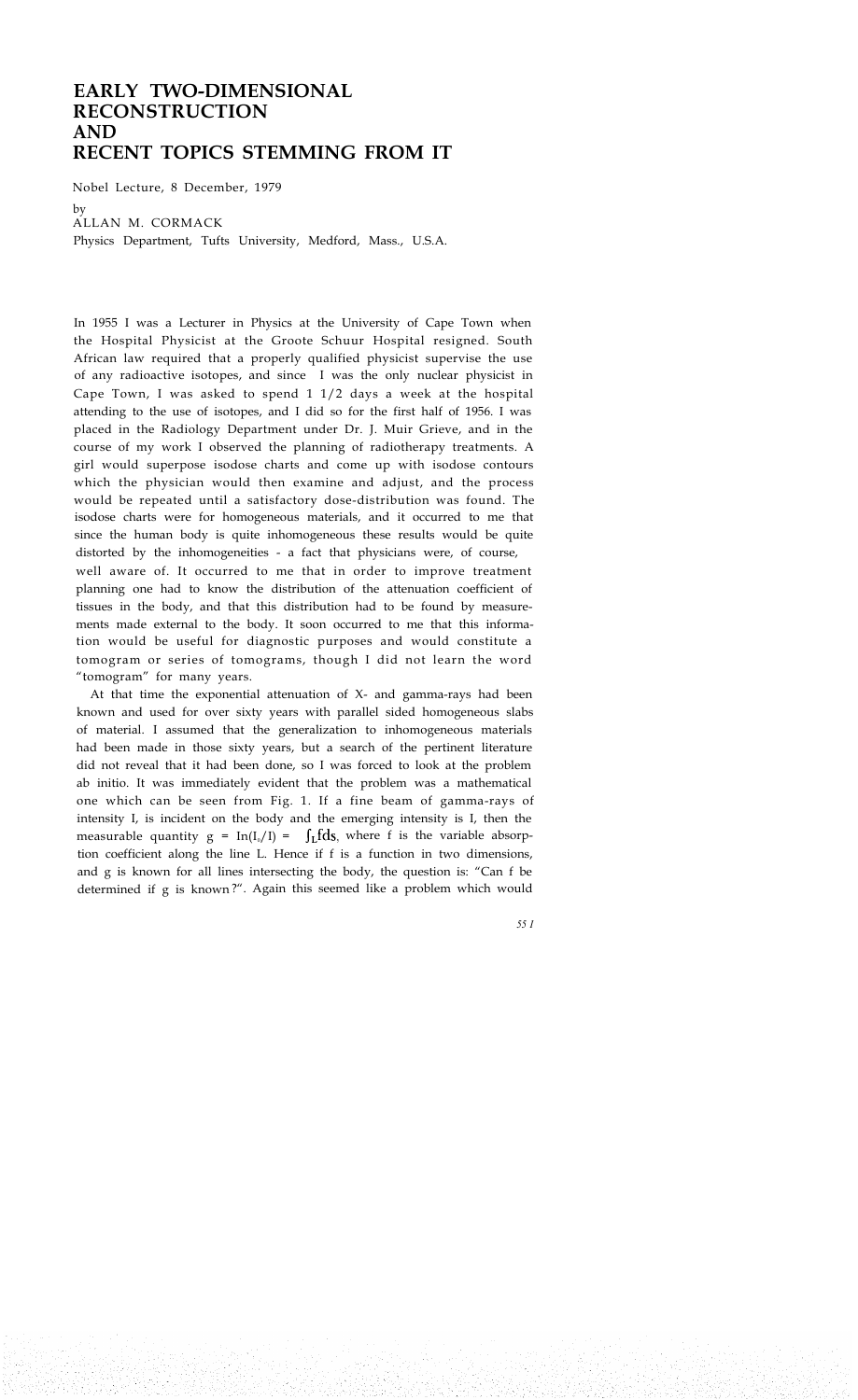# EARLY TWO-DIMENSIONAL RECONSTRUCTION AND RECENT TOPICS STEMMING FROM IT

Nobel Lecture, 8 December, 1979

by

ALLAN M. CORMACK

Physics Department, Tufts University, Medford, Mass., U.S.A.

In 1955 I was a Lecturer in Physics at the University of Cape Town when the Hospital Physicist at the Groote Schuur Hospital resigned. South African law required that a properly qualified physicist supervise the use of any radioactive isotopes, and since I was the only nuclear physicist in Cape Town, I was asked to spend 1 1/2 days a week at the hospital attending to the use of isotopes, and I did so for the first half of 1956. I was placed in the Radiology Department under Dr. J. Muir Grieve, and in the course of my work I observed the planning of radiotherapy treatments. A girl would superpose isodose charts and come up with isodose contours which the physician would then examine and adjust, and the process would be repeated until a satisfactory dose-distribution was found. The isodose charts were for homogeneous materials, and it occurred to me that since the human body is quite inhomogeneous these results would be quite distorted by the inhomogeneities - a fact that physicians were, of course, well aware of. It occurred to me that in order to improve treatment planning one had to know the distribution of the attenuation coefficient of tissues in the body, and that this distribution had to be found by measurements made external to the body. It soon occurred to me that this information would be useful for diagnostic purposes and would constitute a tomogram or series of tomograms, though I did not learn the word "tomogram" for many years.

At that time the exponential attenuation of X- and gamma-rays had been known and used for over sixty years with parallel sided homogeneous slabs of material. I assumed that the generalization to inhomogeneous materials had been made in those sixty years, but a search of the pertinent literature did not reveal that it had been done, so I was forced to look at the problem ab initio. It was immediately evident that the problem was a mathematical one which can be seen from Fig. 1. If a fine beam of gamma-rays of intensity $I_o$ is incident on the body and the emerging intensity is I, then the measurable quantity $g = \ln(I_o/I) = \int_L f ds$, where f is the variable absorption coefficient along the line L. Hence if f is a function in two dimensions, and g is known for all lines intersecting the body, the question is: "Can f be determined if g is known?". Again this seemed like a problem which would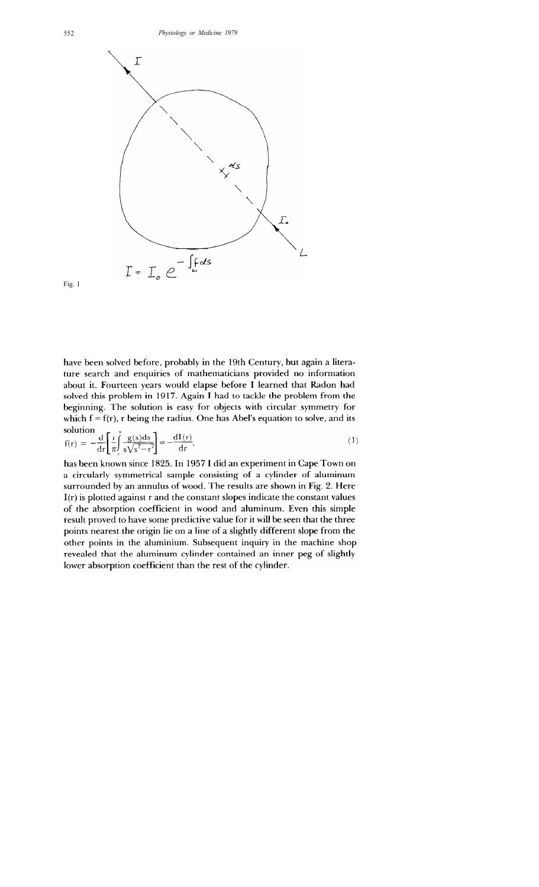$$I = I_o e^{-\int_L f ds}$$

Fig. 1

have been solved before, probably in the 19th Century, but again a literature search and enquiries of mathematicians provided no information about it. Fourteen years would elapse before I learned that Radon had solved this problem in 1917. Again I had to tackle the problem from the beginning. The solution is easy for objects with circular symmetry for which $f = f(r)$, r being the radius. One has Abel's equation to solve, and its solution

$$f(r) = -\frac{d}{dr}\left[\frac{r}{\pi}\int_r^\infty \frac{g(s)ds}{s\sqrt{s^2-r^2}}\right] = -\frac{dI(r)}{dr}, \tag{1}$$

has been known since 1825. In 1957 I did an experiment in Cape Town on a circularly symmetrical sample consisting of a cylinder of aluminum surrounded by an annulus of wood. The results are shown in Fig. 2. Here $I(r)$ is plotted against r and the constant slopes indicate the constant values of the absorption coefficient in wood and aluminum. Even this simple result proved to have some predictive value for it will be seen that the three points nearest the origin lie on a line of a slightly different slope from the other points in the aluminium. Subsequent inquiry in the machine shop revealed that the aluminum cylinder contained an inner peg of slightly lower absorption coefficient than the rest of the cylinder.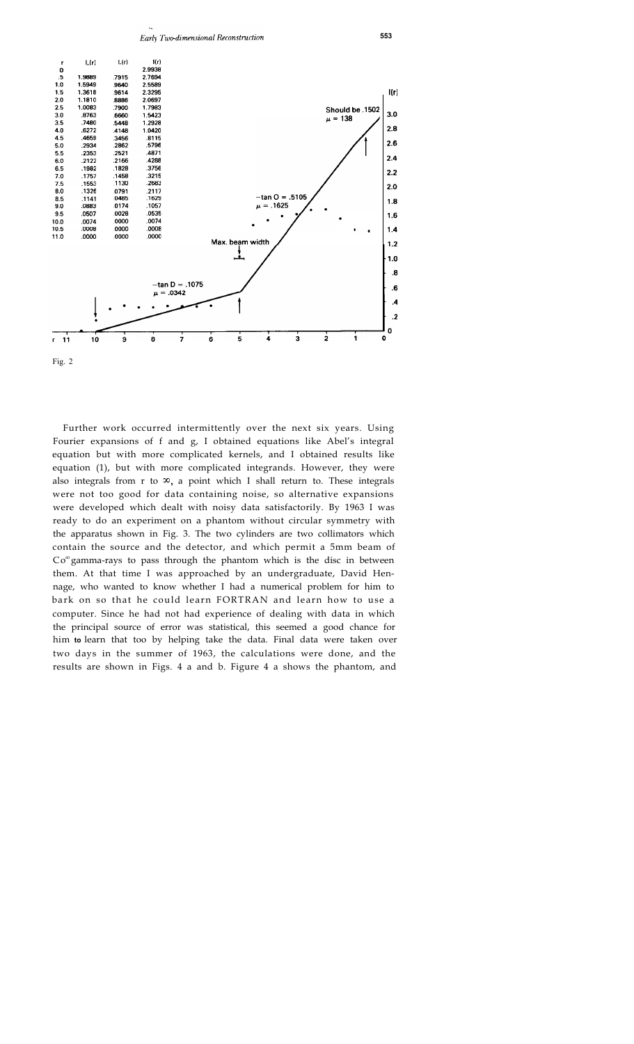| r | $I_1(r)$ | $I_2(r)$ | $I(r)$ |
|---|---|---|---|
| 0 | | | 2.9938 |
| .5 | 1.9889 | .7915 | 2.7694 |
| 1.0 | 1.5949 | .9640 | 2.5589 |
| 1.5 | 1.3618 | .9614 | 2.3295 |
| 2.0 | 1.1810 | .8886 | 2.0697 |
| 2.5 | 1.0083 | .7900 | 1.7983 |
| 3.0 | .8763 | .6660 | 1.5423 |
| 3.5 | .7480 | .5448 | 1.2928 |
| 4.0 | .6272 | .4148 | 1.0420 |
| 4.5 | .4659 | .3456 | .8115 |
| 5.0 | .2934 | .2862 | .5796 |
| 5.5 | .2353 | .2521 | .4871 |
| 6.0 | .2122 | .2166 | .4288 |
| 6.5 | .1982 | .1828 | .3756 |
| 7.0 | .1757 | .1458 | .3215 |
| 7.5 | .1553 | .1130 | .2683 |
| 8.0 | .1326 | .0791 | .2117 |
| 8.5 | .1141 | .0485 | .1629 |
| 9.0 | .0883 | .0174 | .1057 |
| 9.5 | .0507 | .0028 | .0535 |
| 10.0 | .0074 | .0000 | .0074 |
| 10.5 | .0008 | .0000 | .0008 |
| 11.0 | .0000 | .0000 | .0000 |

I(r)

Should be .1502

$\mu = 138$

$-\tan O = .5105$

$\mu = .1625$

Max. beam width

$-\tan D = .1075$

$\mu = .0342$

3.0 2.8 2.6 2.4 2.2 2.0 1.8 1.6 1.4 1.2 1.0 .8 .6 .4 .2 0

r 11 10 9 8 7 6 5 4 3 2 1 0

Fig. 2

Further work occurred intermittently over the next six years. Using Fourier expansions of f and g, I obtained equations like Abel's integral equation but with more complicated kernels, and I obtained results like equation (1), but with more complicated integrands. However, they were also integrals from r to $\infty$, a point which I shall return to. These integrals were not too good for data containing noise, so alternative expansions were developed which dealt with noisy data satisfactorily. By 1963 I was ready to do an experiment on a phantom without circular symmetry with the apparatus shown in Fig. 3. The two cylinders are two collimators which contain the source and the detector, and which permit a 5mm beam of $Co^{60}$ gamma-rays to pass through the phantom which is the disc in between them. At that time I was approached by an undergraduate, David Hennage, who wanted to know whether I had a numerical problem for him to bark on so that he could learn FORTRAN and learn how to use a computer. Since he had not had experience of dealing with data in which the principal source of error was statistical, this seemed a good chance for him to learn that too by helping take the data. Final data were taken over two days in the summer of 1963, the calculations were done, and the results are shown in Figs. 4 a and b. Figure 4 a shows the phantom, and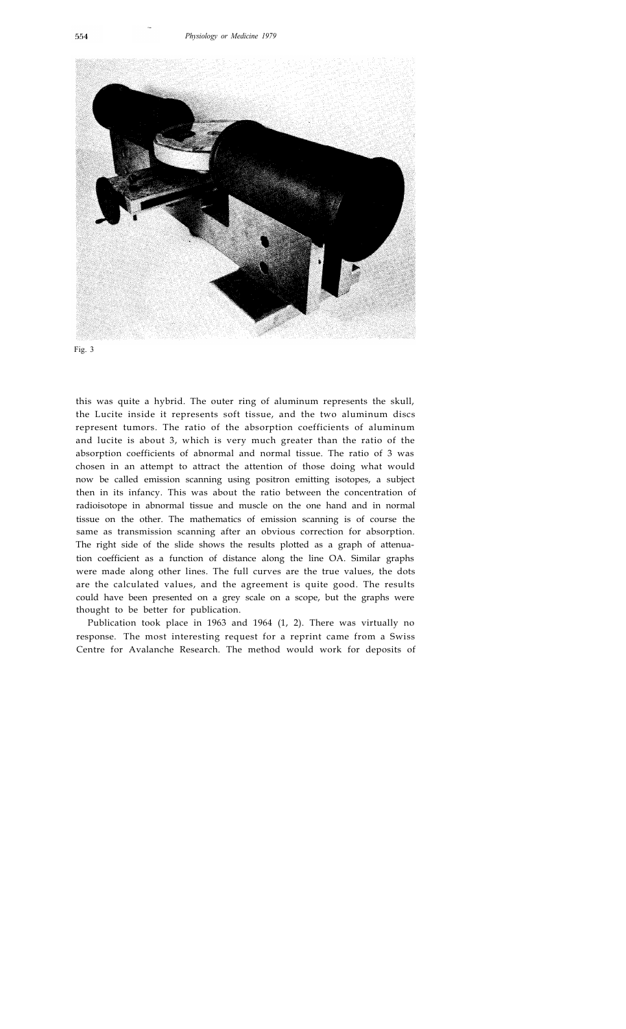Fig. 3

this was quite a hybrid. The outer ring of aluminum represents the skull, the Lucite inside it represents soft tissue, and the two aluminum discs represent tumors. The ratio of the absorption coefficients of aluminum and lucite is about 3, which is very much greater than the ratio of the absorption coefficients of abnormal and normal tissue. The ratio of 3 was chosen in an attempt to attract the attention of those doing what would now be called emission scanning using positron emitting isotopes, a subject then in its infancy. This was about the ratio between the concentration of radioisotope in abnormal tissue and muscle on the one hand and in normal tissue on the other. The mathematics of emission scanning is of course the same as transmission scanning after an obvious correction for absorption. The right side of the slide shows the results plotted as a graph of attenuation coefficient as a function of distance along the line OA. Similar graphs were made along other lines. The full curves are the true values, the dots are the calculated values, and the agreement is quite good. The results could have been presented on a grey scale on a scope, but the graphs were thought to be better for publication.

Publication took place in 1963 and 1964 (1, 2). There was virtually no response. The most interesting request for a reprint came from a Swiss Centre for Avalanche Research. The method would work for deposits of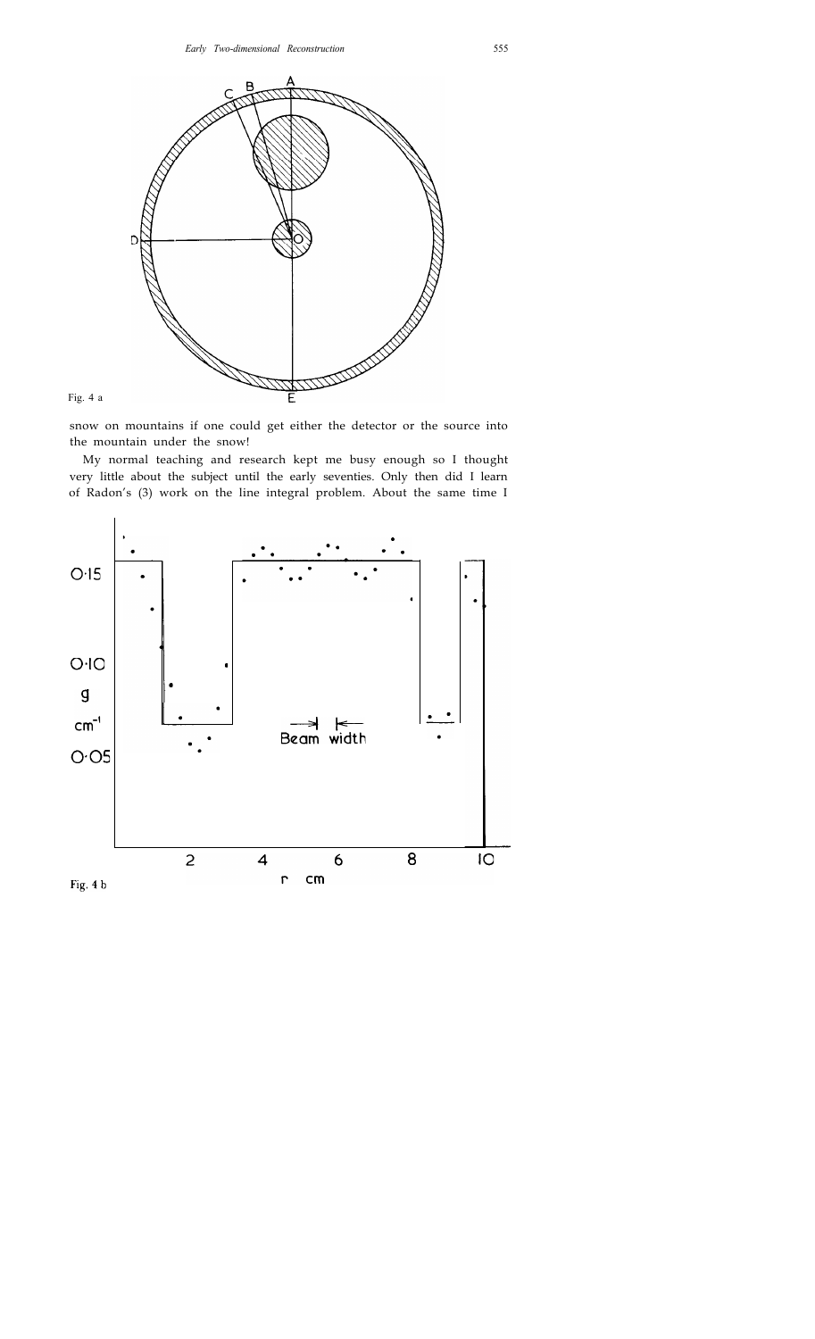C B A

D O

E

Fig. 4 a

snow on mountains if one could get either the detector or the source into the mountain under the snow!

My normal teaching and research kept me busy enough so I thought very little about the subject until the early seventies. Only then did I learn of Radon's (3) work on the line integral problem. About the same time I

0·15

0·10

g

cm$^{-1}$

0·05

Beam width

2 4 6 8 10

r cm

Fig. 4 b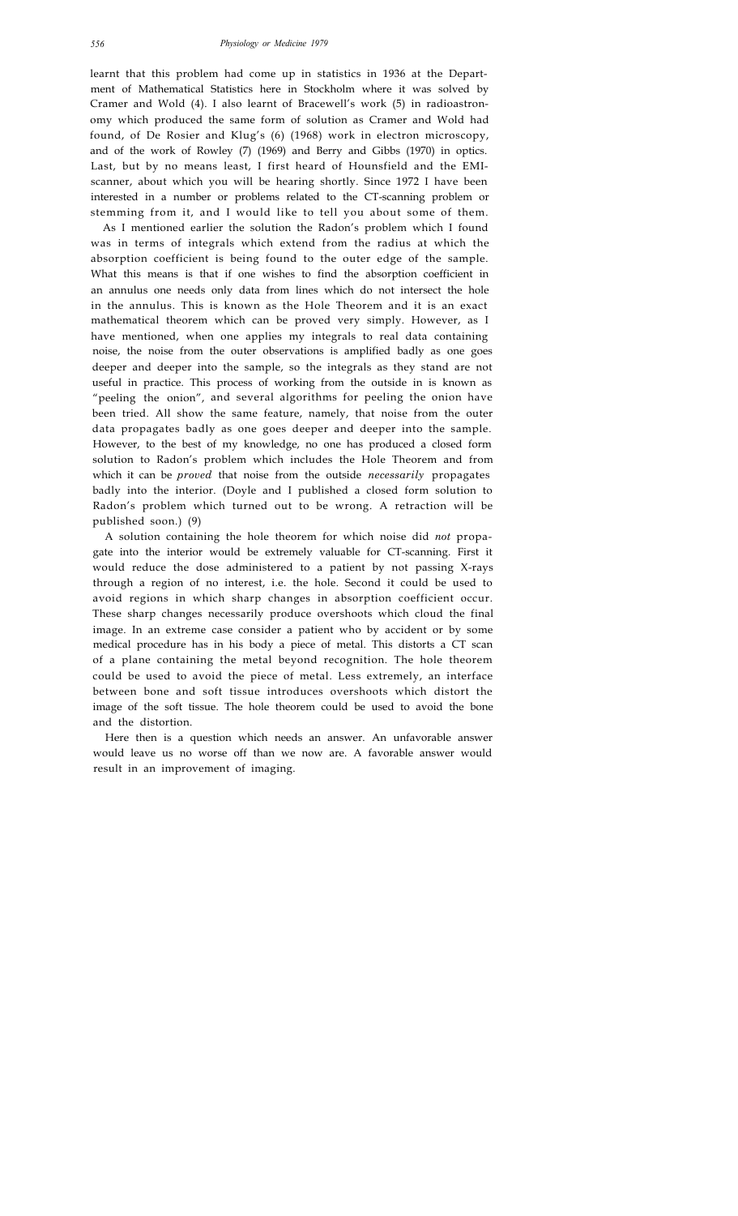learnt that this problem had come up in statistics in 1936 at the Department of Mathematical Statistics here in Stockholm where it was solved by Cramer and Wold (4). I also learnt of Bracewell's work (5) in radioastronomy which produced the same form of solution as Cramer and Wold had found, of De Rosier and Klug's (6) (1968) work in electron microscopy, and of the work of Rowley (7) (1969) and Berry and Gibbs (1970) in optics. Last, but by no means least, I first heard of Hounsfield and the EMI-scanner, about which you will be hearing shortly. Since 1972 I have been interested in a number or problems related to the CT-scanning problem or stemming from it, and I would like to tell you about some of them.

As I mentioned earlier the solution the Radon's problem which I found was in terms of integrals which extend from the radius at which the absorption coefficient is being found to the outer edge of the sample. What this means is that if one wishes to find the absorption coefficient in an annulus one needs only data from lines which do not intersect the hole in the annulus. This is known as the Hole Theorem and it is an exact mathematical theorem which can be proved very simply. However, as I have mentioned, when one applies my integrals to real data containing noise, the noise from the outer observations is amplified badly as one goes deeper and deeper into the sample, so the integrals as they stand are not useful in practice. This process of working from the outside in is known as "peeling the onion", and several algorithms for peeling the onion have been tried. All show the same feature, namely, that noise from the outer data propagates badly as one goes deeper and deeper into the sample. However, to the best of my knowledge, no one has produced a closed form solution to Radon's problem which includes the Hole Theorem and from which it can be *proved* that noise from the outside *necessarily* propagates badly into the interior. (Doyle and I published a closed form solution to Radon's problem which turned out to be wrong. A retraction will be published soon.) (9)

A solution containing the hole theorem for which noise did *not* propagate into the interior would be extremely valuable for CT-scanning. First it would reduce the dose administered to a patient by not passing X-rays through a region of no interest, i.e. the hole. Second it could be used to avoid regions in which sharp changes in absorption coefficient occur. These sharp changes necessarily produce overshoots which cloud the final image. In an extreme case consider a patient who by accident or by some medical procedure has in his body a piece of metal. This distorts a CT scan of a plane containing the metal beyond recognition. The hole theorem could be used to avoid the piece of metal. Less extremely, an interface between bone and soft tissue introduces overshoots which distort the image of the soft tissue. The hole theorem could be used to avoid the bone and the distortion.

Here then is a question which needs an answer. An unfavorable answer would leave us no worse off than we now are. A favorable answer would result in an improvement of imaging.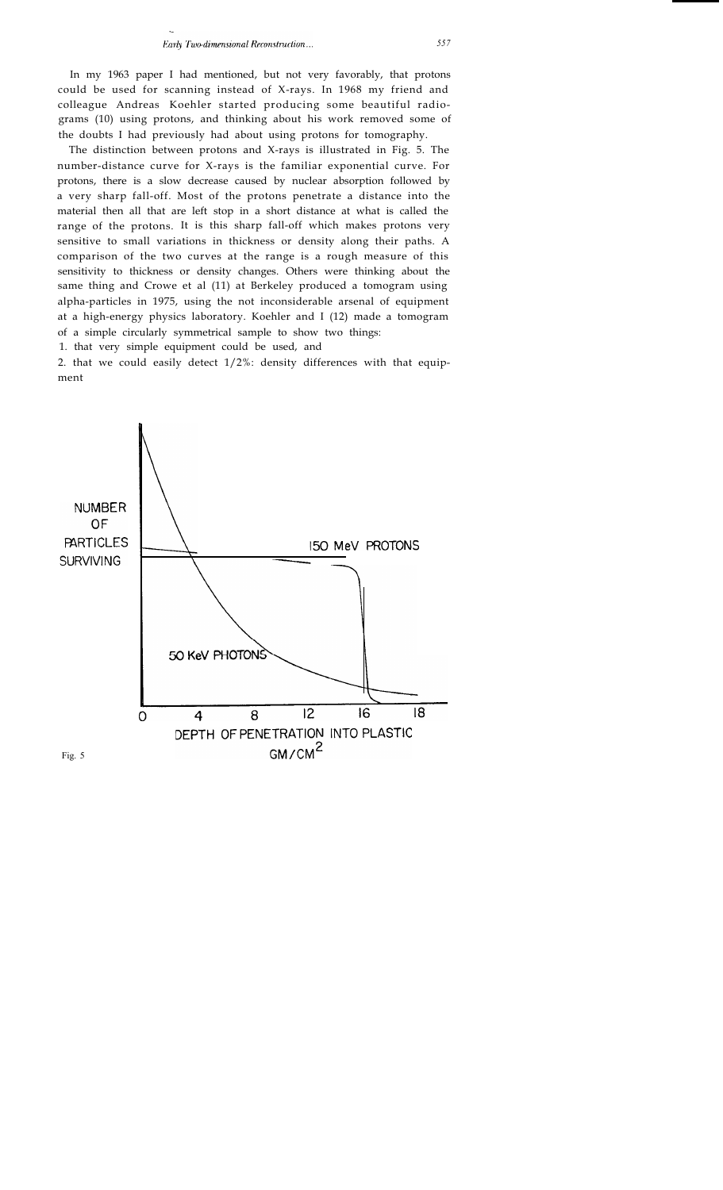In my 1963 paper I had mentioned, but not very favorably, that protons could be used for scanning instead of X-rays. In 1968 my friend and colleague Andreas Koehler started producing some beautiful radiograms (10) using protons, and thinking about his work removed some of the doubts I had previously had about using protons for tomography.

The distinction between protons and X-rays is illustrated in Fig. 5. The number-distance curve for X-rays is the familiar exponential curve. For protons, there is a slow decrease caused by nuclear absorption followed by a very sharp fall-off. Most of the protons penetrate a distance into the material then all that are left stop in a short distance at what is called the range of the protons. It is this sharp fall-off which makes protons very sensitive to small variations in thickness or density along their paths. A comparison of the two curves at the range is a rough measure of this sensitivity to thickness or density changes. Others were thinking about the same thing and Crowe et al (11) at Berkeley produced a tomogram using alpha-particles in 1975, using the not inconsiderable arsenal of equipment at a high-energy physics laboratory. Koehler and I (12) made a tomogram of a simple circularly symmetrical sample to show two things:

1. that very simple equipment could be used, and
2. that we could easily detect 1/2%: density differences with that equipment

NUMBER OF PARTICLES SURVIVING

150 MeV PROTONS

50 KeV PHOTONS

0 4 8 12 16 18

DEPTH OF PENETRATION INTO PLASTIC GM/CM$^2$

Fig. 5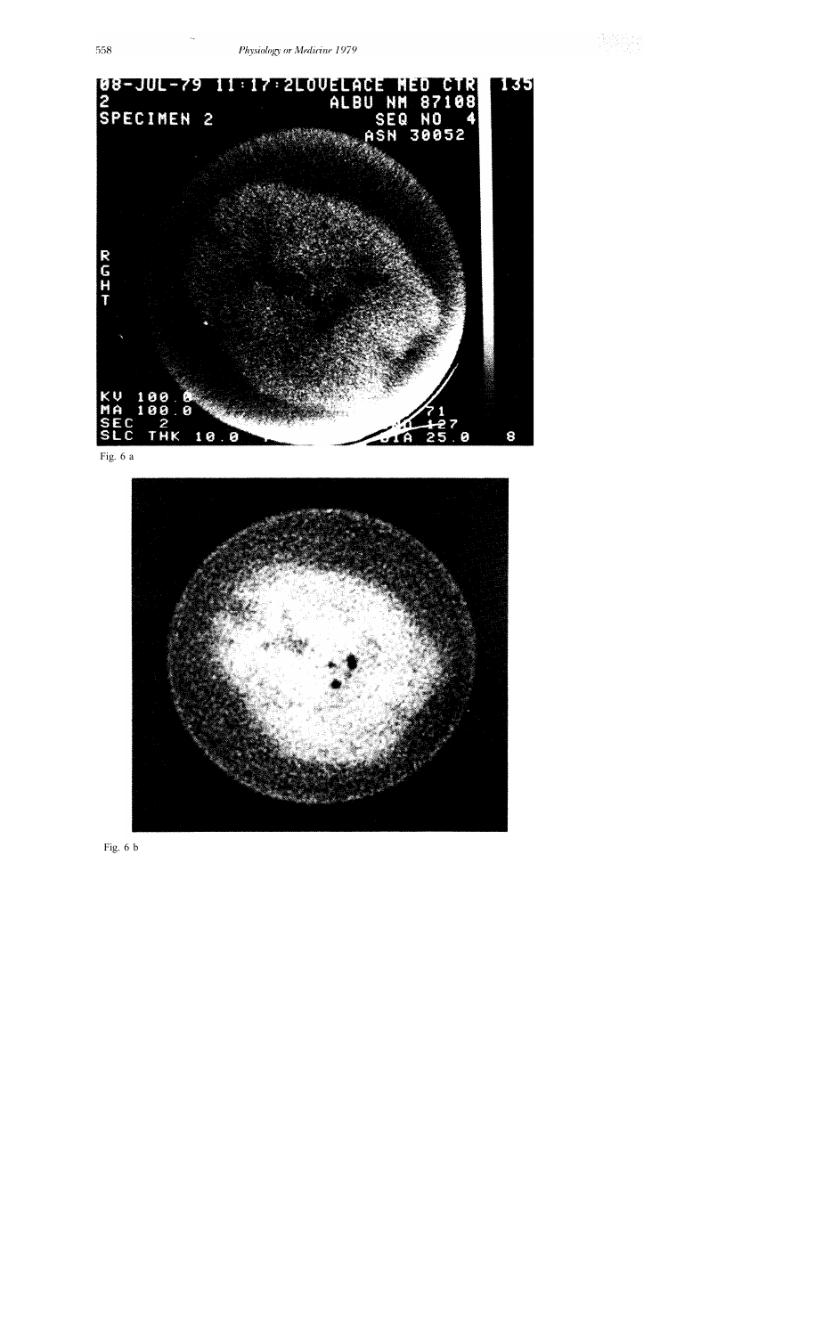Fig. 6 a

Fig. 6 b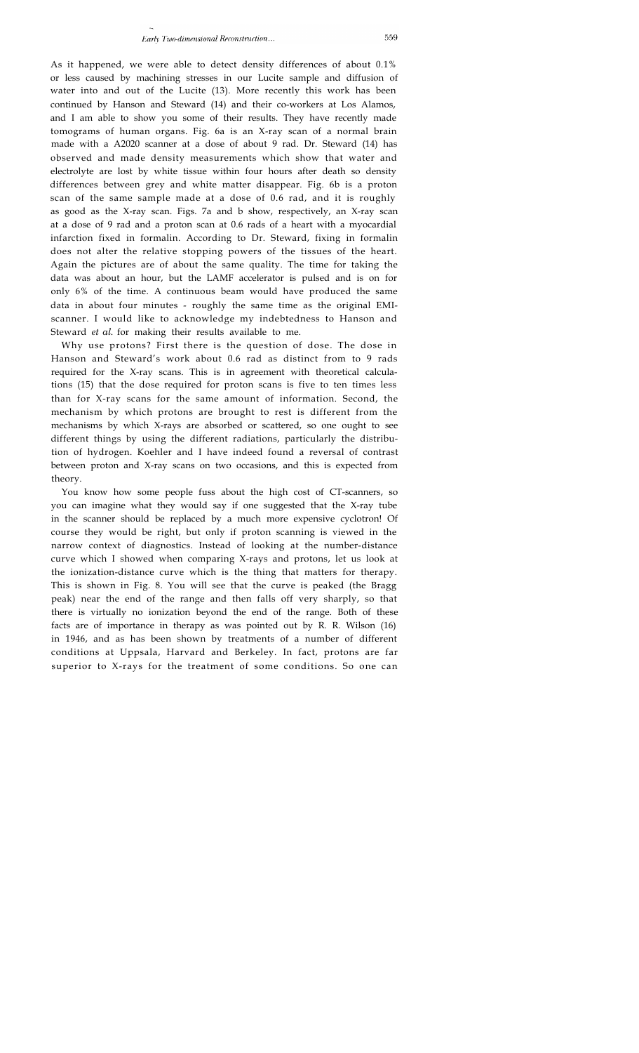As it happened, we were able to detect density differences of about 0.1% or less caused by machining stresses in our Lucite sample and diffusion of water into and out of the Lucite (13). More recently this work has been continued by Hanson and Steward (14) and their co-workers at Los Alamos, and I am able to show you some of their results. They have recently made tomograms of human organs. Fig. 6a is an X-ray scan of a normal brain made with a A2020 scanner at a dose of about 9 rad. Dr. Steward (14) has observed and made density measurements which show that water and electrolyte are lost by white tissue within four hours after death so density differences between grey and white matter disappear. Fig. 6b is a proton scan of the same sample made at a dose of 0.6 rad, and it is roughly as good as the X-ray scan. Figs. 7a and b show, respectively, an X-ray scan at a dose of 9 rad and a proton scan at 0.6 rads of a heart with a myocardial infarction fixed in formalin. According to Dr. Steward, fixing in formalin does not alter the relative stopping powers of the tissues of the heart. Again the pictures are of about the same quality. The time for taking the data was about an hour, but the LAMF accelerator is pulsed and is on for only 6% of the time. A continuous beam would have produced the same data in about four minutes - roughly the same time as the original EMI-scanner. I would like to acknowledge my indebtedness to Hanson and Steward *et al.* for making their results available to me.

Why use protons? First there is the question of dose. The dose in Hanson and Steward's work about 0.6 rad as distinct from to 9 rads required for the X-ray scans. This is in agreement with theoretical calculations (15) that the dose required for proton scans is five to ten times less than for X-ray scans for the same amount of information. Second, the mechanism by which protons are brought to rest is different from the mechanisms by which X-rays are absorbed or scattered, so one ought to see different things by using the different radiations, particularly the distribution of hydrogen. Koehler and I have indeed found a reversal of contrast between proton and X-ray scans on two occasions, and this is expected from theory.

You know how some people fuss about the high cost of CT-scanners, so you can imagine what they would say if one suggested that the X-ray tube in the scanner should be replaced by a much more expensive cyclotron! Of course they would be right, but only if proton scanning is viewed in the narrow context of diagnostics. Instead of looking at the number-distance curve which I showed when comparing X-rays and protons, let us look at the ionization-distance curve which is the thing that matters for therapy. This is shown in Fig. 8. You will see that the curve is peaked (the Bragg peak) near the end of the range and then falls off very sharply, so that there is virtually no ionization beyond the end of the range. Both of these facts are of importance in therapy as was pointed out by R. R. Wilson (16) in 1946, and as has been shown by treatments of a number of different conditions at Uppsala, Harvard and Berkeley. In fact, protons are far superior to X-rays for the treatment of some conditions. So one can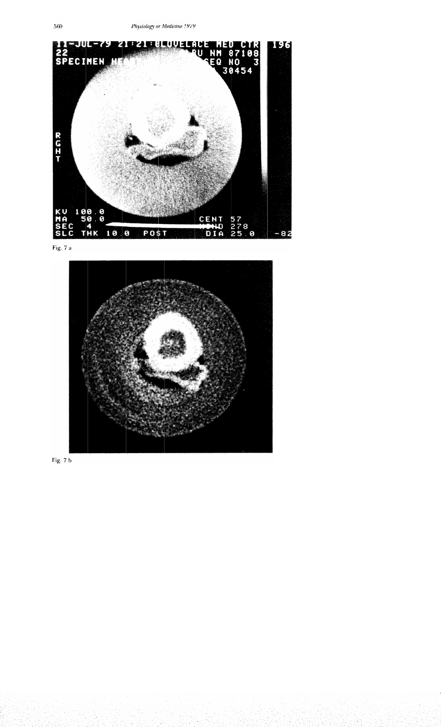Fig. 7 a

Fig. 7 b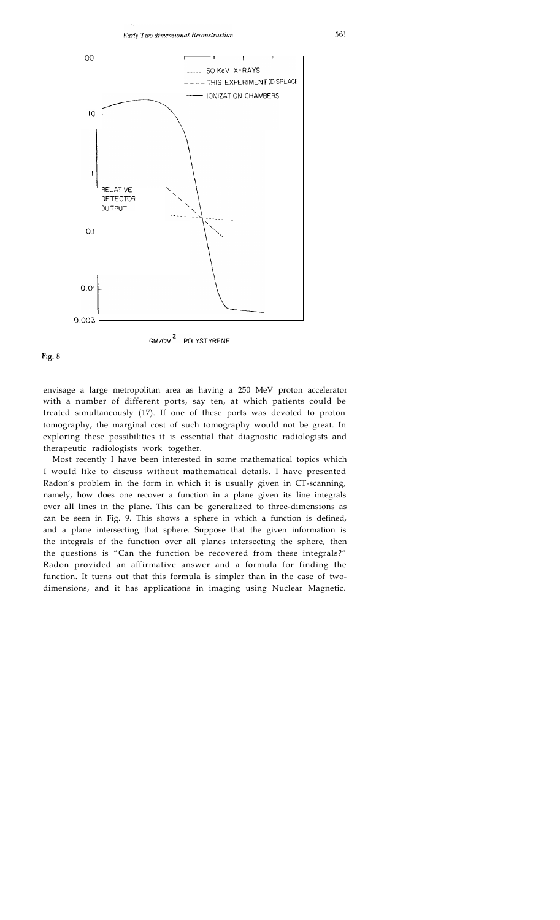100

10

1

0.1

0.01

0.003

50 KeV X-RAYS

THIS EXPERIMENT (DISPLACI

IONIZATION CHAMBERS

RELATIVE DETECTOR OUTPUT

GM/CM$^2$ POLYSTYRENE

Fig. 8

envisage a large metropolitan area as having a 250 MeV proton accelerator with a number of different ports, say ten, at which patients could be treated simultaneously (17). If one of these ports was devoted to proton tomography, the marginal cost of such tomography would not be great. In exploring these possibilities it is essential that diagnostic radiologists and therapeutic radiologists work together.

Most recently I have been interested in some mathematical topics which I would like to discuss without mathematical details. I have presented Radon's problem in the form in which it is usually given in CT-scanning, namely, how does one recover a function in a plane given its line integrals over all lines in the plane. This can be generalized to three-dimensions as can be seen in Fig. 9. This shows a sphere in which a function is defined, and a plane intersecting that sphere. Suppose that the given information is the integrals of the function over all planes intersecting the sphere, then the questions is "Can the function be recovered from these integrals?" Radon provided an affirmative answer and a formula for finding the function. It turns out that this formula is simpler than in the case of two-dimensions, and it has applications in imaging using Nuclear Magnetic.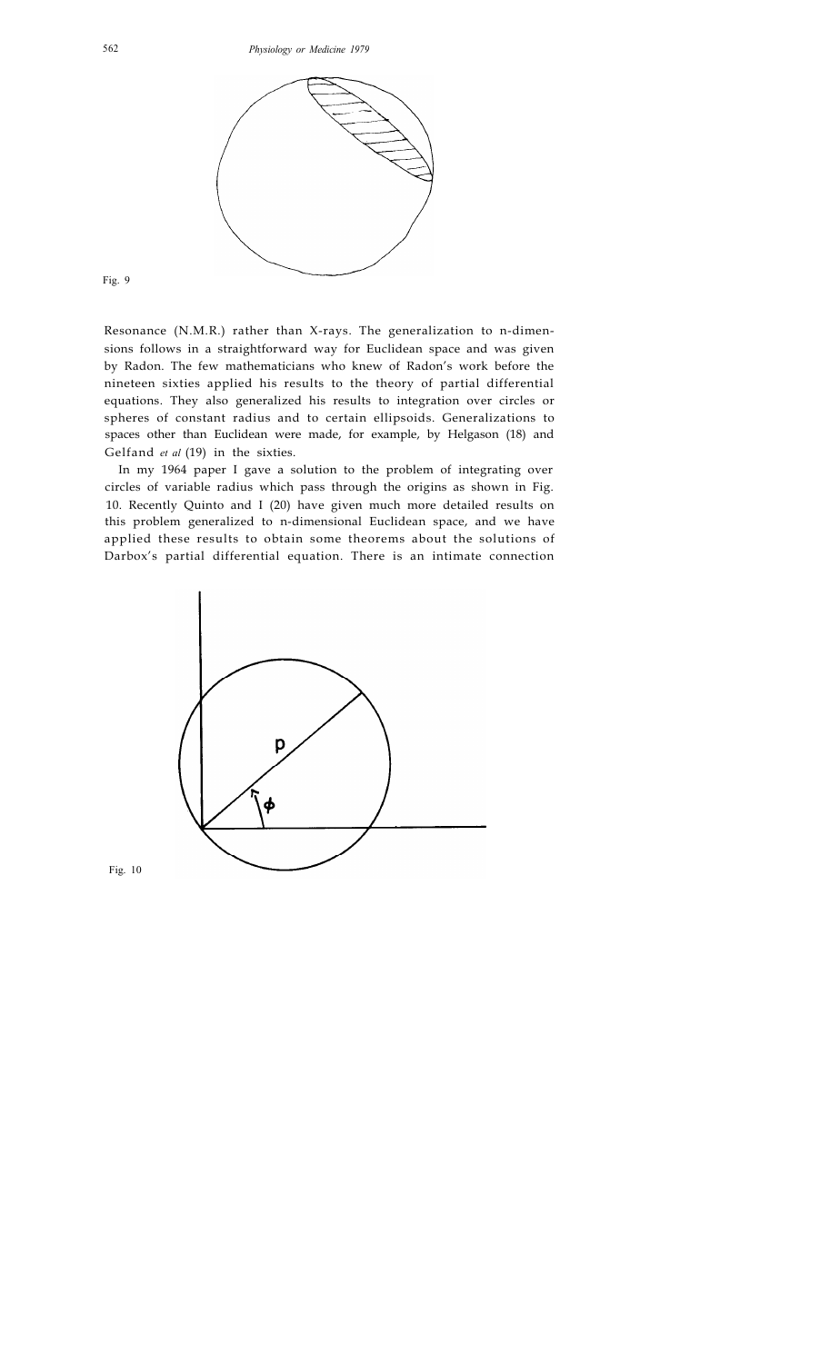Fig. 9

Resonance (N.M.R.) rather than X-rays. The generalization to n-dimensions follows in a straightforward way for Euclidean space and was given by Radon. The few mathematicians who knew of Radon's work before the nineteen sixties applied his results to the theory of partial differential equations. They also generalized his results to integration over circles or spheres of constant radius and to certain ellipsoids. Generalizations to spaces other than Euclidean were made, for example, by Helgason (18) and Gelfand *et al* (19) in the sixties.

In my 1964 paper I gave a solution to the problem of integrating over circles of variable radius which pass through the origins as shown in Fig. 10. Recently Quinto and I (20) have given much more detailed results on this problem generalized to n-dimensional Euclidean space, and we have applied these results to obtain some theorems about the solutions of Darbox's partial differential equation. There is an intimate connection

p

$\phi$

Fig. 10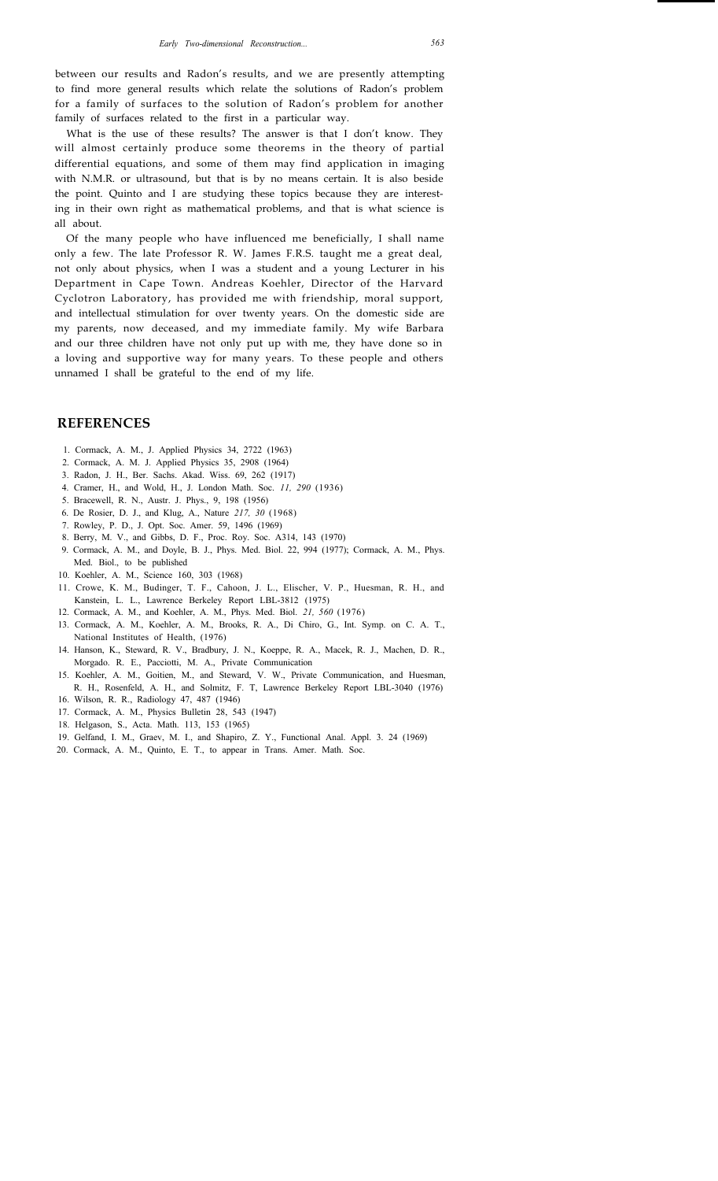between our results and Radon's results, and we are presently attempting to find more general results which relate the solutions of Radon's problem for a family of surfaces to the solution of Radon's problem for another family of surfaces related to the first in a particular way.

What is the use of these results? The answer is that I don't know. They will almost certainly produce some theorems in the theory of partial differential equations, and some of them may find application in imaging with N.M.R. or ultrasound, but that is by no means certain. It is also beside the point. Quinto and I are studying these topics because they are interesting in their own right as mathematical problems, and that is what science is all about.

Of the many people who have influenced me beneficially, I shall name only a few. The late Professor R. W. James F.R.S. taught me a great deal, not only about physics, when I was a student and a young Lecturer in his Department in Cape Town. Andreas Koehler, Director of the Harvard Cyclotron Laboratory, has provided me with friendship, moral support, and intellectual stimulation for over twenty years. On the domestic side are my parents, now deceased, and my immediate family. My wife Barbara and our three children have not only put up with me, they have done so in a loving and supportive way for many years. To these people and others unnamed I shall be grateful to the end of my life.

## REFERENCES

1. Cormack, A. M., J. Applied Physics 34, 2722 (1963)
2. Cormack, A. M. J. Applied Physics 35, 2908 (1964)
3. Radon, J. H., Ber. Sachs. Akad. Wiss. 69, 262 (1917)
4. Cramer, H., and Wold, H., J. London Math. Soc. *11, 290* (1936)
5. Bracewell, R. N., Austr. J. Phys., 9, 198 (1956)
6. De Rosier, D. J., and Klug, A., Nature *217, 30* (1968)
7. Rowley, P. D., J. Opt. Soc. Amer. 59, 1496 (1969)
8. Berry, M. V., and Gibbs, D. F., Proc. Roy. Soc. A314, 143 (1970)
9. Cormack, A. M., and Doyle, B. J., Phys. Med. Biol. 22, 994 (1977); Cormack, A. M., Phys. Med. Biol., to be published
10. Koehler, A. M., Science 160, 303 (1968)
11. Crowe, K. M., Budinger, T. F., Cahoon, J. L., Elischer, V. P., Huesman, R. H., and Kanstein, L. L., Lawrence Berkeley Report LBL-3812 (1975)
12. Cormack, A. M., and Koehler, A. M., Phys. Med. Biol. *21, 560* (1976)
13. Cormack, A. M., Koehler, A. M., Brooks, R. A., Di Chiro, G., Int. Symp. on C. A. T., National Institutes of Health, (1976)
14. Hanson, K., Steward, R. V., Bradbury, J. N., Koeppe, R. A., Macek, R. J., Machen, D. R., Morgado. R. E., Pacciotti, M. A., Private Communication
15. Koehler, A. M., Goitien, M., and Steward, V. W., Private Communication, and Huesman, R. H., Rosenfeld, A. H., and Solmitz, F. T, Lawrence Berkeley Report LBL-3040 (1976)
16. Wilson, R. R., Radiology 47, 487 (1946)
17. Cormack, A. M., Physics Bulletin 28, 543 (1947)
18. Helgason, S., Acta. Math. 113, 153 (1965)
19. Gelfand, I. M., Graev, M. I., and Shapiro, Z. Y., Functional Anal. Appl. 3. 24 (1969)
20. Cormack, A. M., Quinto, E. T., to appear in Trans. Amer. Math. Soc.